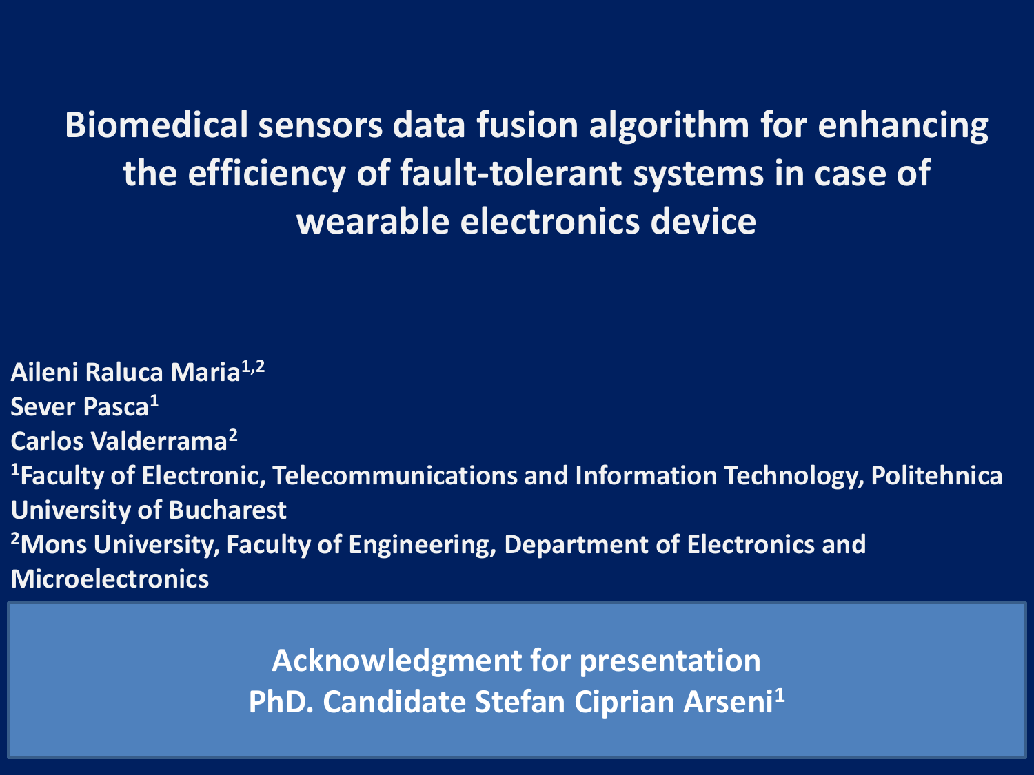# Biomedical sensors data fusion algorithm for enhancing the efficiency of fault-tolerant systems in case of wearable electronics device

**Aileni Raluca Maria**[1,2]
**Sever Pasca**[1]
**Carlos Valderrama**[2]

**[1]Faculty of Electronic, Telecommunications and Information Technology, Politehnica University of Bucharest**

**[2]Mons University, Faculty of Engineering, Department of Electronics and Microelectronics**

**Acknowledgment for presentation**
**PhD. Candidate Stefan Ciprian Arseni**[1]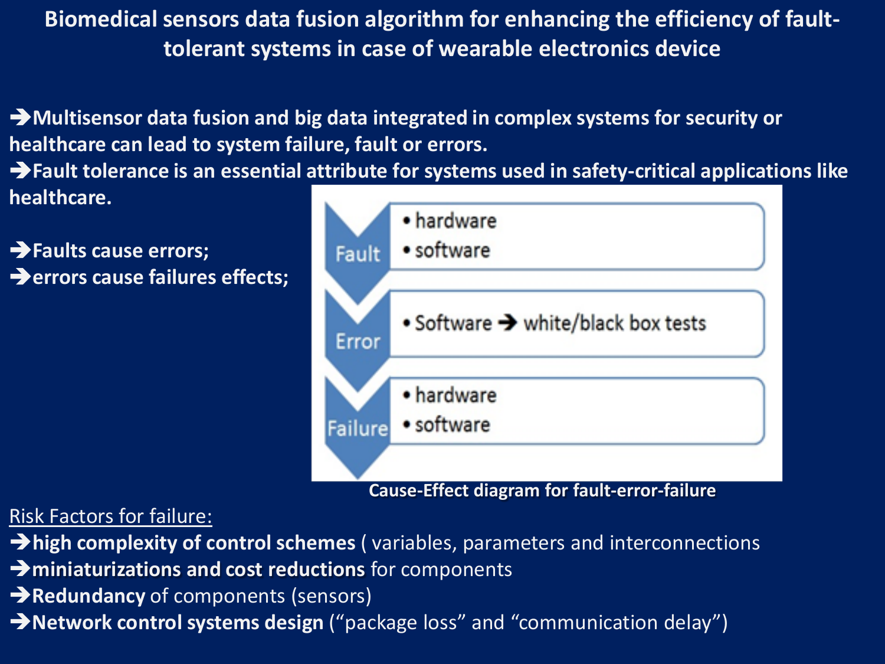# Biomedical sensors data fusion algorithm for enhancing the efficiency of fault-tolerant systems in case of wearable electronics device

➔**Multisensor data fusion and big data integrated in complex systems for security or healthcare can lead to system failure, fault or errors.**

➔**Fault tolerance is an essential attribute for systems used in safety-critical applications like healthcare.**

➔**Faults cause errors;**

➔**errors cause failures effects;**

- **Fault**
  - hardware
  - software
- **Error**
  - Software ➔ white/black box tests
- **Failure**
  - hardware
  - software

**Cause-Effect diagram for fault-error-failure**

<u>Risk Factors for failure:</u>

➔**high complexity of control schemes** ( variables, parameters and interconnections

➔**miniaturizations and cost reductions** for components

➔**Redundancy** of components (sensors)

➔**Network control systems design** (“package loss” and “communication delay”)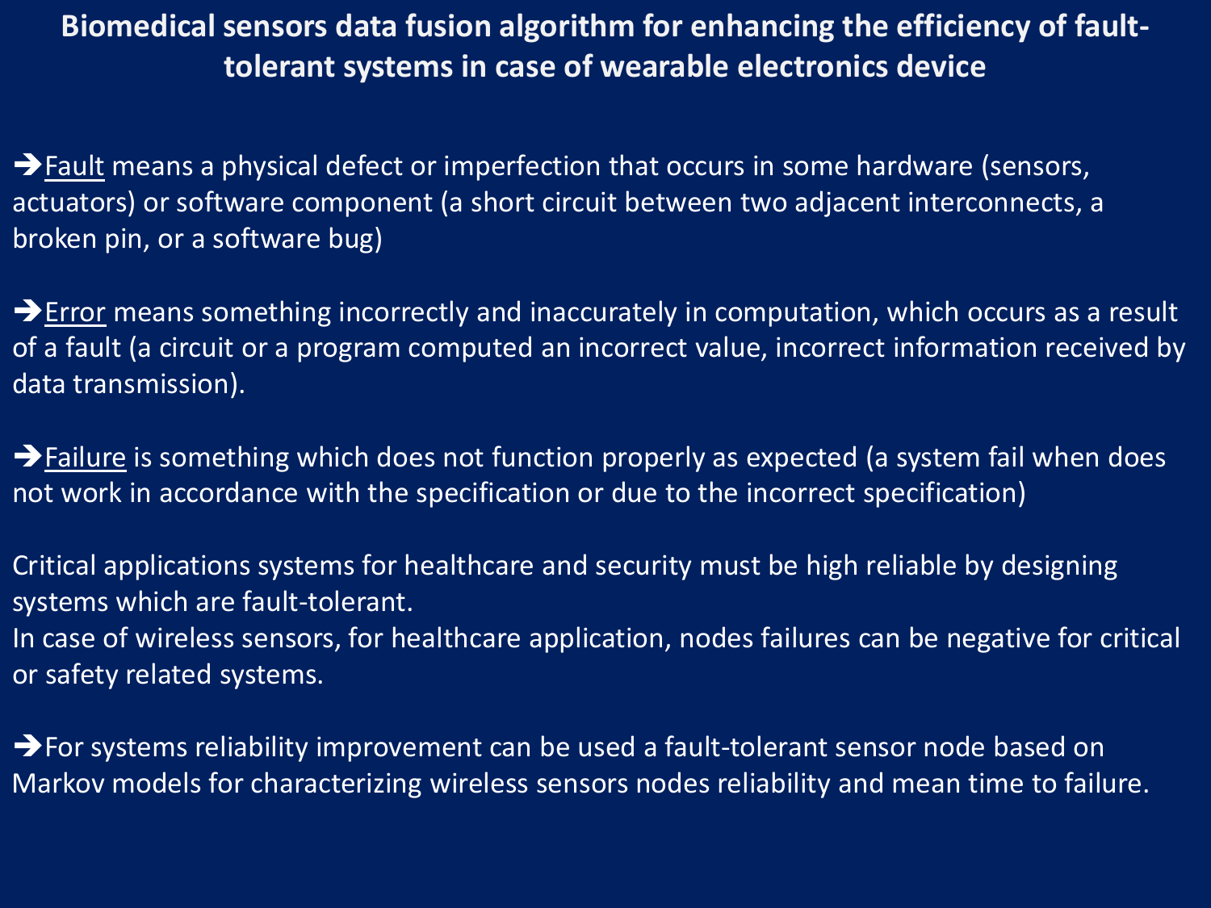# Biomedical sensors data fusion algorithm for enhancing the efficiency of fault-tolerant systems in case of wearable electronics device

➔<u>Fault</u> means a physical defect or imperfection that occurs in some hardware (sensors, actuators) or software component (a short circuit between two adjacent interconnects, a broken pin, or a software bug)

➔<u>Error</u> means something incorrectly and inaccurately in computation, which occurs as a result of a fault (a circuit or a program computed an incorrect value, incorrect information received by data transmission).

➔<u>Failure</u> is something which does not function properly as expected (a system fail when does not work in accordance with the specification or due to the incorrect specification)

Critical applications systems for healthcare and security must be high reliable by designing systems which are fault-tolerant.
In case of wireless sensors, for healthcare application, nodes failures can be negative for critical or safety related systems.

➔For systems reliability improvement can be used a fault-tolerant sensor node based on Markov models for characterizing wireless sensors nodes reliability and mean time to failure.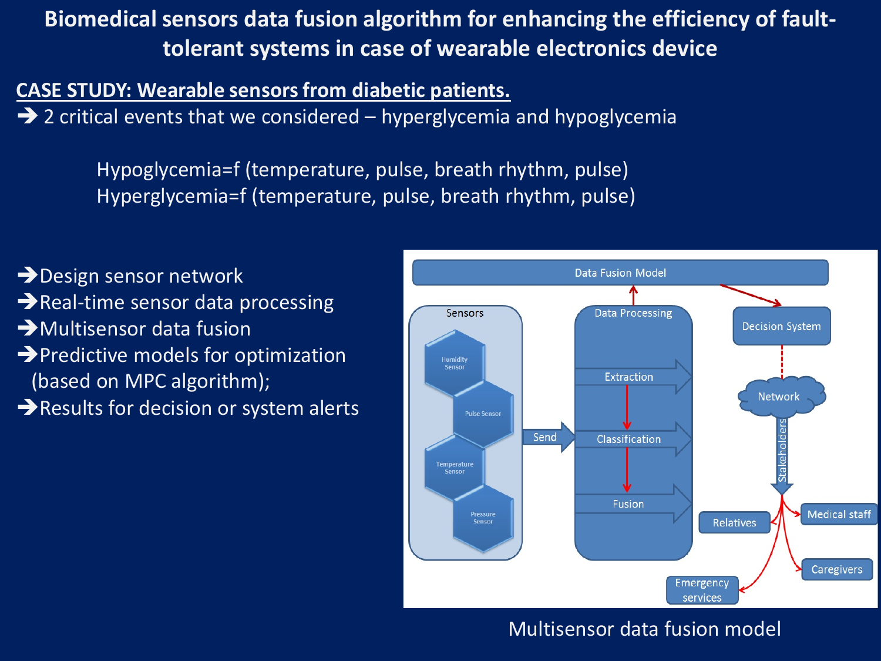# Biomedical sensors data fusion algorithm for enhancing the efficiency of fault-tolerant systems in case of wearable electronics device

**CASE STUDY: Wearable sensors from diabetic patients.**

➔ 2 critical events that we considered – hyperglycemia and hypoglycemia

Hypoglycemia=f (temperature, pulse, breath rhythm, pulse)
Hyperglycemia=f (temperature, pulse, breath rhythm, pulse)

- ➔ Design sensor network
- ➔ Real-time sensor data processing
- ➔ Multisensor data fusion
- ➔ Predictive models for optimization (based on MPC algorithm);
- ➔ Results for decision or system alerts

Multisensor data fusion model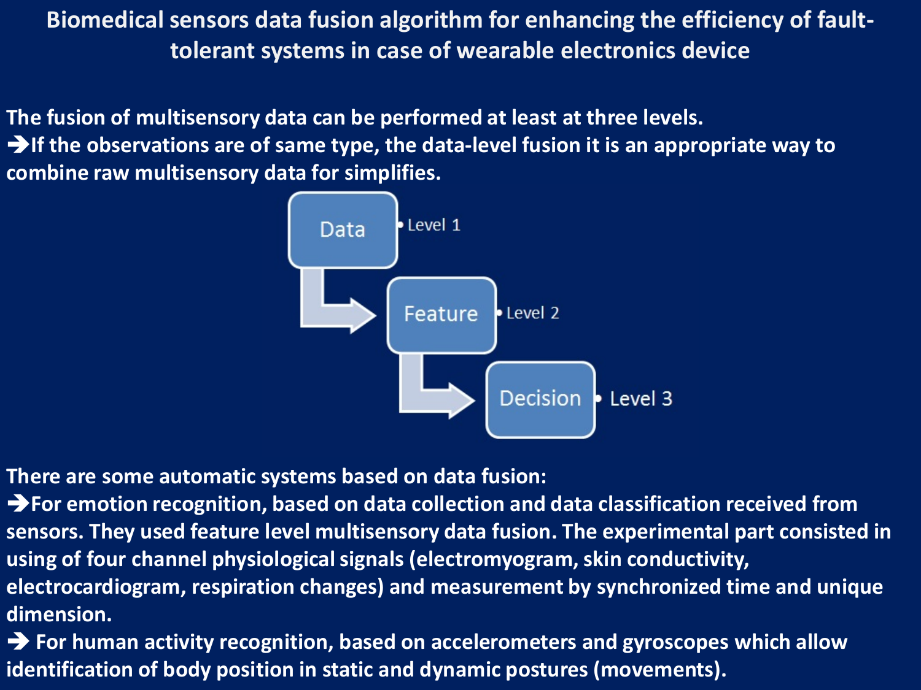# Biomedical sensors data fusion algorithm for enhancing the efficiency of fault-tolerant systems in case of wearable electronics device

**The fusion of multisensory data can be performed at least at three levels.**

**➔If the observations are of same type, the data-level fusion it is an appropriate way to combine raw multisensory data for simplifies.**

- Data • Level 1
- Feature • Level 2
- Decision • Level 3

**There are some automatic systems based on data fusion:**

**➔For emotion recognition, based on data collection and data classification received from sensors. They used feature level multisensory data fusion. The experimental part consisted in using of four channel physiological signals (electromyogram, skin conductivity, electrocardiogram, respiration changes) and measurement by synchronized time and unique dimension.**

**➔ For human activity recognition, based on accelerometers and gyroscopes which allow identification of body position in static and dynamic postures (movements).**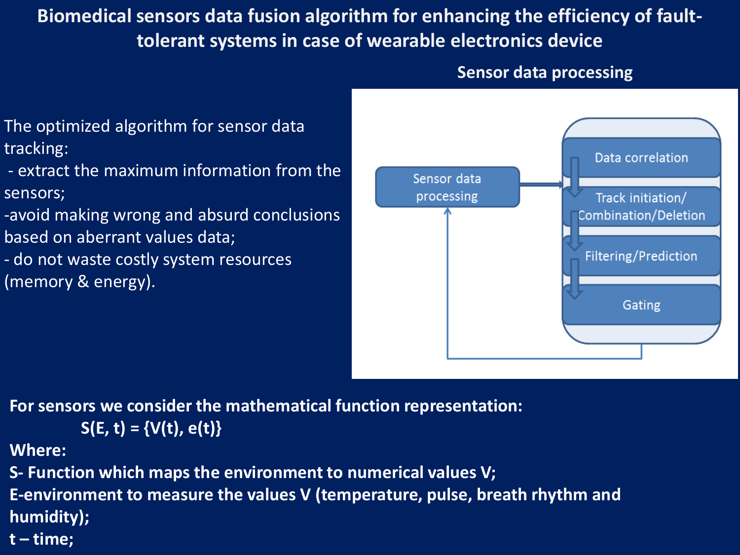# Biomedical sensors data fusion algorithm for enhancing the efficiency of fault-tolerant systems in case of wearable electronics device

## Sensor data processing

The optimized algorithm for sensor data tracking:

- extract the maximum information from the sensors;
- avoid making wrong and absurd conclusions based on aberrant values data;
- do not waste costly system resources (memory & energy).

Sensor data processing → Data correlation → Track initiation/Combination/Deletion → Filtering/Prediction → Gating → (back to Sensor data processing)

**For sensors we consider the mathematical function representation:**

$$S(E, t) = \{V(t), e(t)\}$$

**Where:**

**S- Function which maps the environment to numerical values V;**

**E-environment to measure the values V (temperature, pulse, breath rhythm and humidity);**

**t – time;**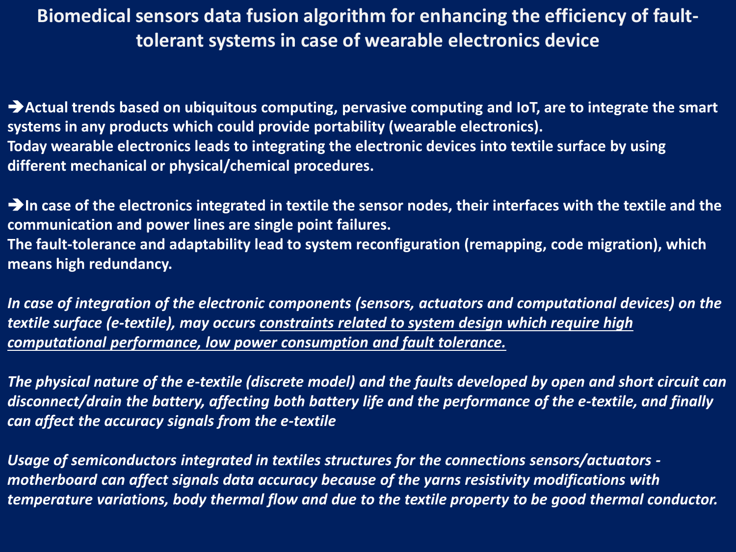# Biomedical sensors data fusion algorithm for enhancing the efficiency of fault-tolerant systems in case of wearable electronics device

**➔Actual trends based on ubiquitous computing, pervasive computing and IoT, are to integrate the smart systems in any products which could provide portability (wearable electronics).**
**Today wearable electronics leads to integrating the electronic devices into textile surface by using different mechanical or physical/chemical procedures.**

**➔In case of the electronics integrated in textile the sensor nodes, their interfaces with the textile and the communication and power lines are single point failures.**
**The fault-tolerance and adaptability lead to system reconfiguration (remapping, code migration), which means high redundancy.**

***In case of integration of the electronic components (sensors, actuators and computational devices) on the textile surface (e-textile), may occurs <u>constraints related to system design which require high computational performance, low power consumption and fault tolerance.</u>***

***The physical nature of the e-textile (discrete model) and the faults developed by open and short circuit can disconnect/drain the battery, affecting both battery life and the performance of the e-textile, and finally can affect the accuracy signals from the e-textile***

***Usage of semiconductors integrated in textiles structures for the connections sensors/actuators - motherboard can affect signals data accuracy because of the yarns resistivity modifications with temperature variations, body thermal flow and due to the textile property to be good thermal conductor.***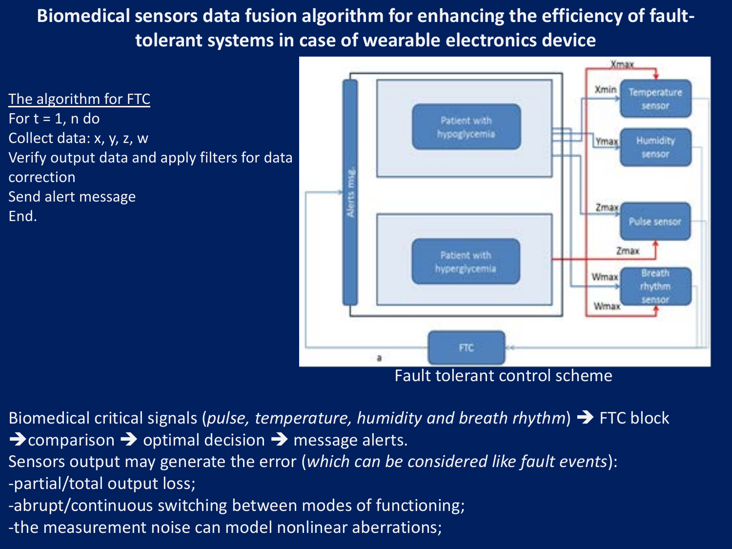# Biomedical sensors data fusion algorithm for enhancing the efficiency of fault-tolerant systems in case of wearable electronics device

The algorithm for FTC

For t = 1, n do

Collect data: x, y, z, w

Verify output data and apply filters for data correction

Send alert message

End.

Fault tolerant control scheme

Biomedical critical signals (*pulse, temperature, humidity and breath rhythm*) ➔ FTC block ➔comparison ➔ optimal decision ➔ message alerts.

Sensors output may generate the error (*which can be considered like fault events*):

-partial/total output loss;

-abrupt/continuous switching between modes of functioning;

-the measurement noise can model nonlinear aberrations;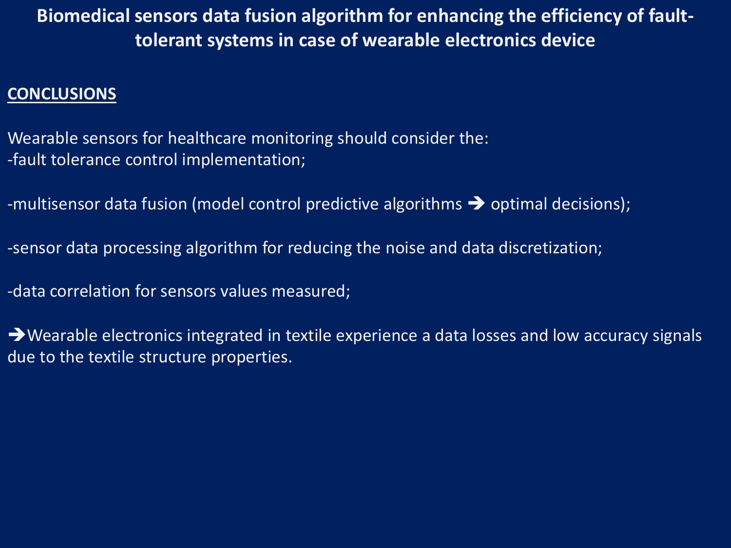# Biomedical sensors data fusion algorithm for enhancing the efficiency of fault-tolerant systems in case of wearable electronics device

## CONCLUSIONS

Wearable sensors for healthcare monitoring should consider the:
-fault tolerance control implementation;

-multisensor data fusion (model control predictive algorithms ➔ optimal decisions);

-sensor data processing algorithm for reducing the noise and data discretization;

-data correlation for sensors values measured;

➔Wearable electronics integrated in textile experience a data losses and low accuracy signals due to the textile structure properties.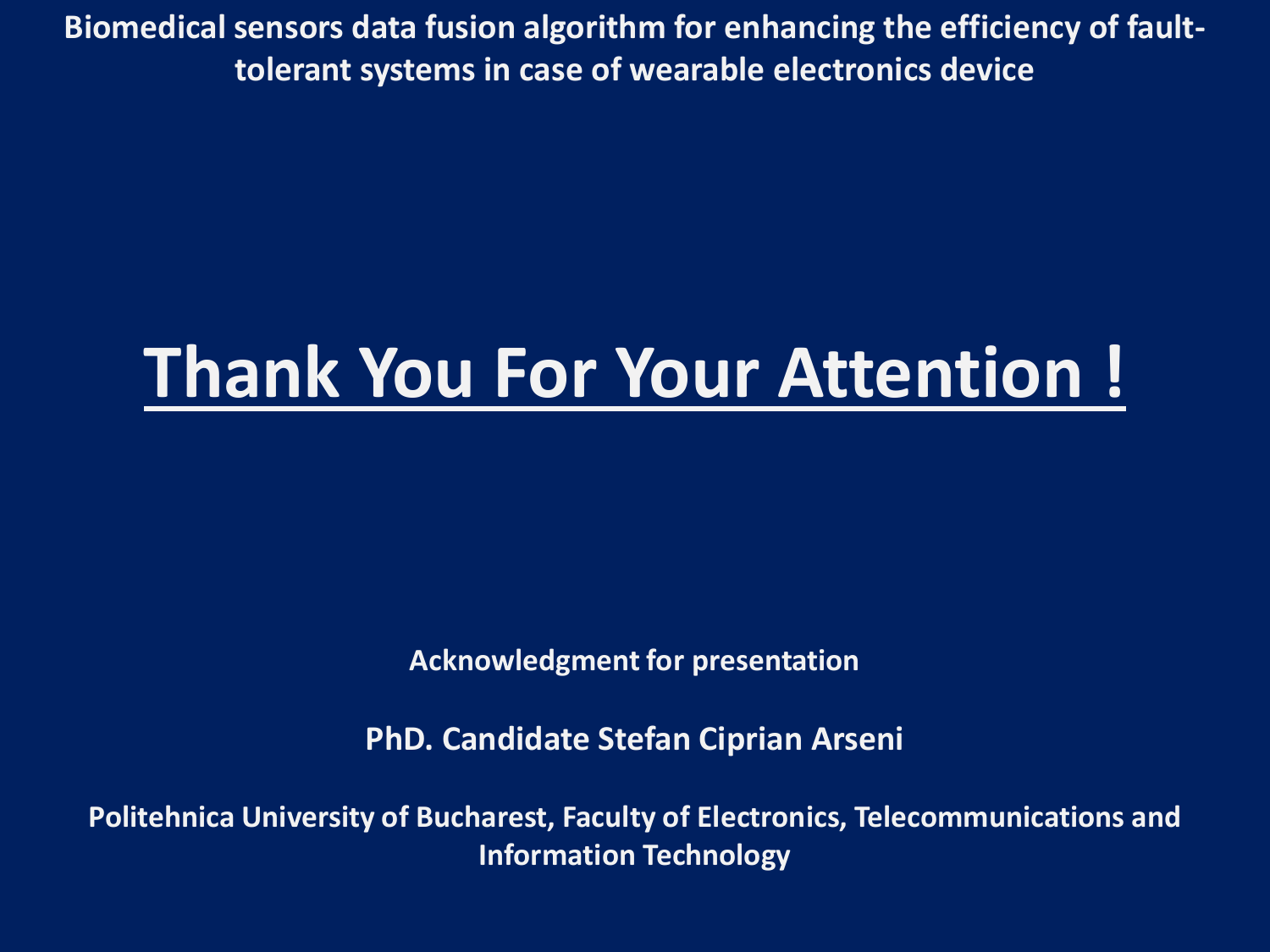**Biomedical sensors data fusion algorithm for enhancing the efficiency of fault-tolerant systems in case of wearable electronics device**

# Thank You For Your Attention !

**Acknowledgment for presentation**

**PhD. Candidate Stefan Ciprian Arseni**

**Politehnica University of Bucharest, Faculty of Electronics, Telecommunications and Information Technology**